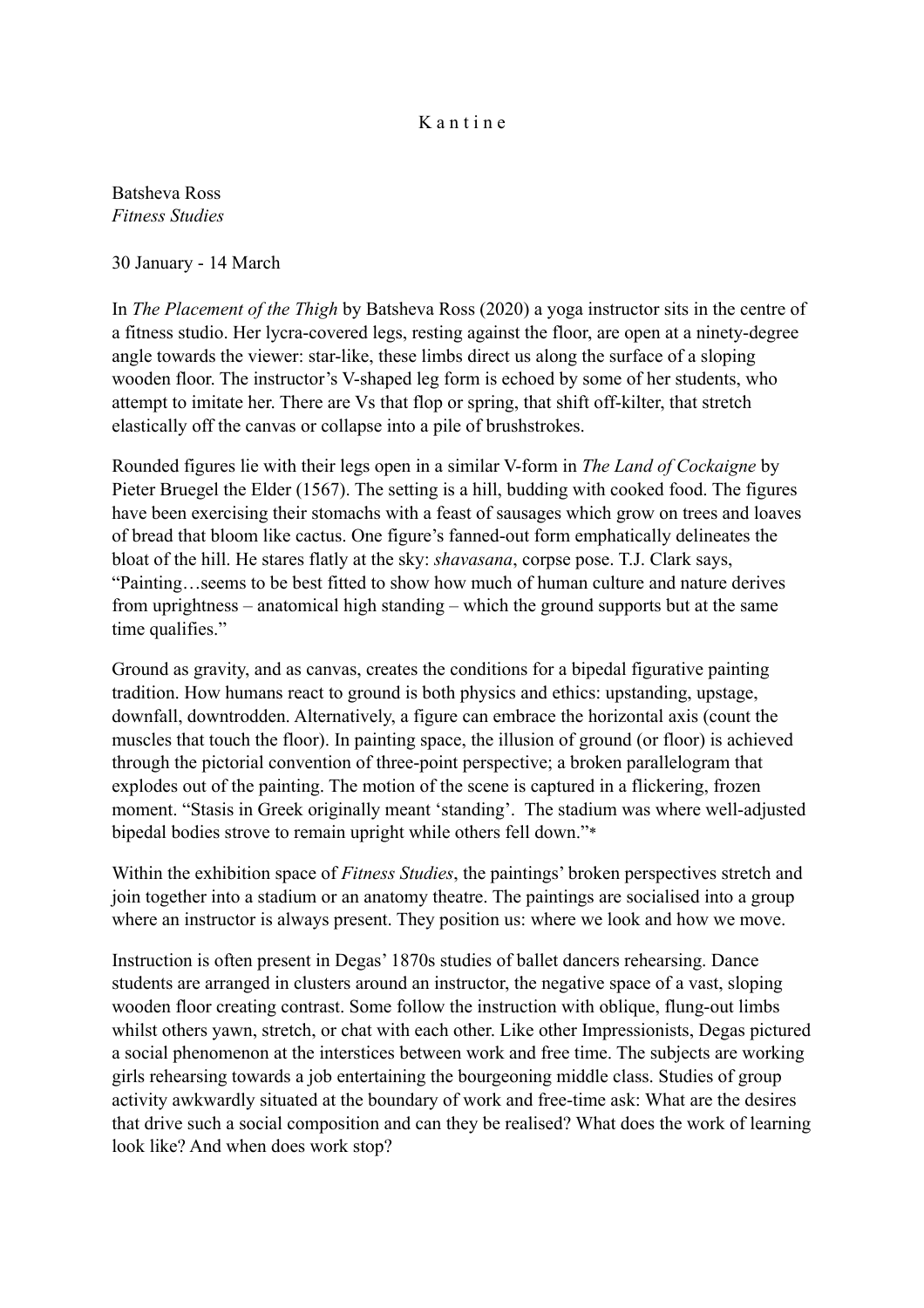K a n t i n e

Batsheva Ross
*Fitness Studies*

30 January - 14 March

In *The Placement of the Thigh* by Batsheva Ross (2020) a yoga instructor sits in the centre of a fitness studio. Her lycra-covered legs, resting against the floor, are open at a ninety-degree angle towards the viewer: star-like, these limbs direct us along the surface of a sloping wooden floor. The instructor's V-shaped leg form is echoed by some of her students, who attempt to imitate her. There are Vs that flop or spring, that shift off-kilter, that stretch elastically off the canvas or collapse into a pile of brushstrokes.

Rounded figures lie with their legs open in a similar V-form in *The Land of Cockaigne* by Pieter Bruegel the Elder (1567). The setting is a hill, budding with cooked food. The figures have been exercising their stomachs with a feast of sausages which grow on trees and loaves of bread that bloom like cactus. One figure's fanned-out form emphatically delineates the bloat of the hill. He stares flatly at the sky: *shavasana*, corpse pose. T.J. Clark says, "Painting…seems to be best fitted to show how much of human culture and nature derives from uprightness – anatomical high standing – which the ground supports but at the same time qualifies."

Ground as gravity, and as canvas, creates the conditions for a bipedal figurative painting tradition. How humans react to ground is both physics and ethics: upstanding, upstage, downfall, downtrodden. Alternatively, a figure can embrace the horizontal axis (count the muscles that touch the floor). In painting space, the illusion of ground (or floor) is achieved through the pictorial convention of three-point perspective; a broken parallelogram that explodes out of the painting. The motion of the scene is captured in a flickering, frozen moment. "Stasis in Greek originally meant 'standing'. The stadium was where well-adjusted bipedal bodies strove to remain upright while others fell down."*

Within the exhibition space of *Fitness Studies*, the paintings' broken perspectives stretch and join together into a stadium or an anatomy theatre. The paintings are socialised into a group where an instructor is always present. They position us: where we look and how we move.

Instruction is often present in Degas' 1870s studies of ballet dancers rehearsing. Dance students are arranged in clusters around an instructor, the negative space of a vast, sloping wooden floor creating contrast. Some follow the instruction with oblique, flung-out limbs whilst others yawn, stretch, or chat with each other. Like other Impressionists, Degas pictured a social phenomenon at the interstices between work and free time. The subjects are working girls rehearsing towards a job entertaining the bourgeoning middle class. Studies of group activity awkwardly situated at the boundary of work and free-time ask: What are the desires that drive such a social composition and can they be realised? What does the work of learning look like? And when does work stop?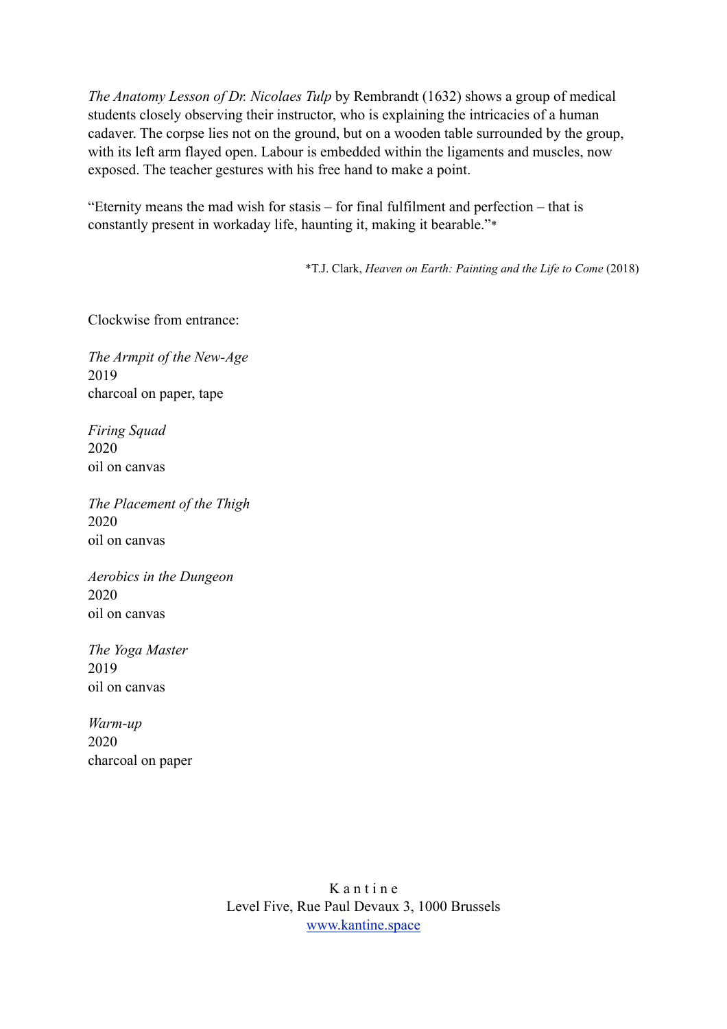*The Anatomy Lesson of Dr. Nicolaes Tulp* by Rembrandt (1632) shows a group of medical students closely observing their instructor, who is explaining the intricacies of a human cadaver. The corpse lies not on the ground, but on a wooden table surrounded by the group, with its left arm flayed open. Labour is embedded within the ligaments and muscles, now exposed. The teacher gestures with his free hand to make a point.

"Eternity means the mad wish for stasis – for final fulfilment and perfection – that is constantly present in workaday life, haunting it, making it bearable."*

*T.J. Clark, *Heaven on Earth: Painting and the Life to Come* (2018)

Clockwise from entrance:

*The Armpit of the New-Age*
2019
charcoal on paper, tape

*Firing Squad*
2020
oil on canvas

*The Placement of the Thigh*
2020
oil on canvas

*Aerobics in the Dungeon*
2020
oil on canvas

*The Yoga Master*
2019
oil on canvas

*Warm-up*
2020
charcoal on paper

K a n t i n e
Level Five, Rue Paul Devaux 3, 1000 Brussels
www.kantine.space